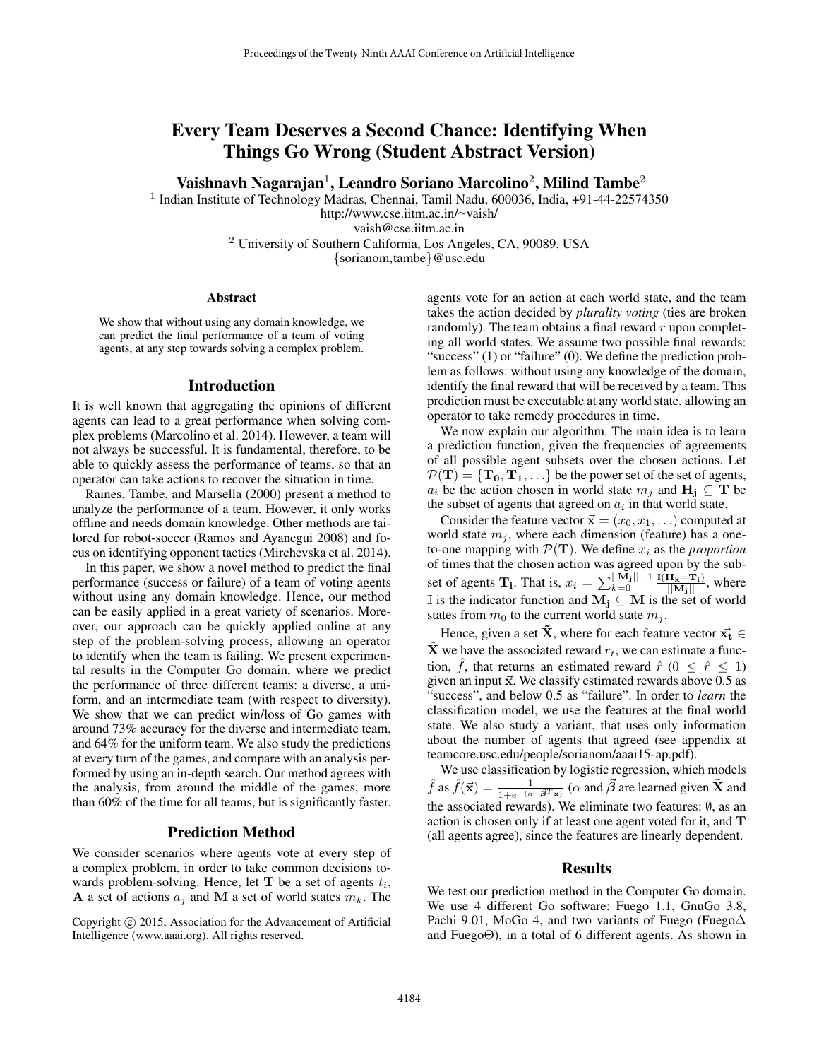# Every Team Deserves a Second Chance: Identifying When Things Go Wrong (Student Abstract Version)

**Vaishnavh Nagarajan[1], Leandro Soriano Marcolino[2], Milind Tambe[2]**

[1] Indian Institute of Technology Madras, Chennai, Tamil Nadu, 600036, India, +91-44-22574350
http://www.cse.iitm.ac.in/~vaish/
vaish@cse.iitm.ac.in
[2] University of Southern California, Los Angeles, CA, 90089, USA
{sorianom,tambe}@usc.edu

### Abstract

We show that without using any domain knowledge, we can predict the final performance of a team of voting agents, at any step towards solving a complex problem.

## Introduction

It is well known that aggregating the opinions of different agents can lead to a great performance when solving complex problems (Marcolino et al. 2014). However, a team will not always be successful. It is fundamental, therefore, to be able to quickly assess the performance of teams, so that an operator can take actions to recover the situation in time.

Raines, Tambe, and Marsella (2000) present a method to analyze the performance of a team. However, it only works offline and needs domain knowledge. Other methods are tailored for robot-soccer (Ramos and Ayanegui 2008) and focus on identifying opponent tactics (Mirchevska et al. 2014).

In this paper, we show a novel method to predict the final performance (success or failure) of a team of voting agents without using any domain knowledge. Hence, our method can be easily applied in a great variety of scenarios. Moreover, our approach can be quickly applied online at any step of the problem-solving process, allowing an operator to identify when the team is failing. We present experimental results in the Computer Go domain, where we predict the performance of three different teams: a diverse, a uniform, and an intermediate team (with respect to diversity). We show that we can predict win/loss of Go games with around 73% accuracy for the diverse and intermediate team, and 64% for the uniform team. We also study the predictions at every turn of the games, and compare with an analysis performed by using an in-depth search. Our method agrees with the analysis, from around the middle of the games, more than 60% of the time for all teams, but is significantly faster.

## Prediction Method

We consider scenarios where agents vote at every step of a complex problem, in order to take common decisions towards problem-solving. Hence, let $\mathbf{T}$ be a set of agents $t_i$, $\mathbf{A}$ a set of actions $a_j$ and $\mathbf{M}$ a set of world states $m_k$. The agents vote for an action at each world state, and the team takes the action decided by *plurality voting* (ties are broken randomly). The team obtains a final reward $r$ upon completing all world states. We assume two possible final rewards: "success" (1) or "failure" (0). We define the prediction problem as follows: without using any knowledge of the domain, identify the final reward that will be received by a team. This prediction must be executable at any world state, allowing an operator to take remedy procedures in time.

We now explain our algorithm. The main idea is to learn a prediction function, given the frequencies of agreements of all possible agent subsets over the chosen actions. Let $\mathcal{P}(\mathbf{T}) = \{\mathbf{T_0}, \mathbf{T_1}, \ldots\}$ be the power set of the set of agents, $a_i$ be the action chosen in world state $m_j$ and $\mathbf{H_j} \subseteq \mathbf{T}$ be the subset of agents that agreed on $a_i$ in that world state.

Consider the feature vector $\vec{\mathbf{x}} = (x_0, x_1, \ldots)$ computed at world state $m_j$, where each dimension (feature) has a one-to-one mapping with $\mathcal{P}(\mathbf{T})$. We define $x_i$ as the *proportion* of times that the chosen action was agreed upon by the subset of agents $\mathbf{T_i}$. That is, $x_i = \sum_{k=0}^{||\mathbf{M_j}||-1} \frac{\mathbb{I}(\mathbf{H_k}=\mathbf{T_i})}{||\mathbf{M_j}||}$, where $\mathbb{I}$ is the indicator function and $\mathbf{M_j} \subseteq \mathbf{M}$ is the set of world states from $m_0$ to the current world state $m_j$.

Hence, given a set $\tilde{\mathbf{X}}$, where for each feature vector $\vec{\mathbf{x_t}} \in \tilde{\mathbf{X}}$ we have the associated reward $r_t$, we can estimate a function, $\hat{f}$, that returns an estimated reward $\hat{r}$ ($0 \leq \hat{r} \leq 1$) given an input $\vec{\mathbf{x}}$. We classify estimated rewards above 0.5 as "success", and below 0.5 as "failure". In order to *learn* the classification model, we use the features at the final world state. We also study a variant, that uses only information about the number of agents that agreed (see appendix at teamcore.usc.edu/people/sorianom/aaai15-ap.pdf).

We use classification by logistic regression, which models $\hat{f}$ as $\hat{f}(\vec{\mathbf{x}}) = \frac{1}{1+e^{-(\alpha+\vec{\boldsymbol{\beta}}^T\vec{\mathbf{x}})}}$ ($\alpha$ and $\vec{\boldsymbol{\beta}}$ are learned given $\tilde{\mathbf{X}}$ and the associated rewards). We eliminate two features: $\emptyset$, as an action is chosen only if at least one agent voted for it, and $\mathbf{T}$ (all agents agree), since the features are linearly dependent.

## Results

We test our prediction method in the Computer Go domain. We use 4 different Go software: Fuego 1.1, GnuGo 3.8, Pachi 9.01, MoGo 4, and two variants of Fuego (Fuego$\Delta$ and Fuego$\Theta$), in a total of 6 different agents. As shown in

Copyright © 2015, Association for the Advancement of Artificial Intelligence (www.aaai.org). All rights reserved.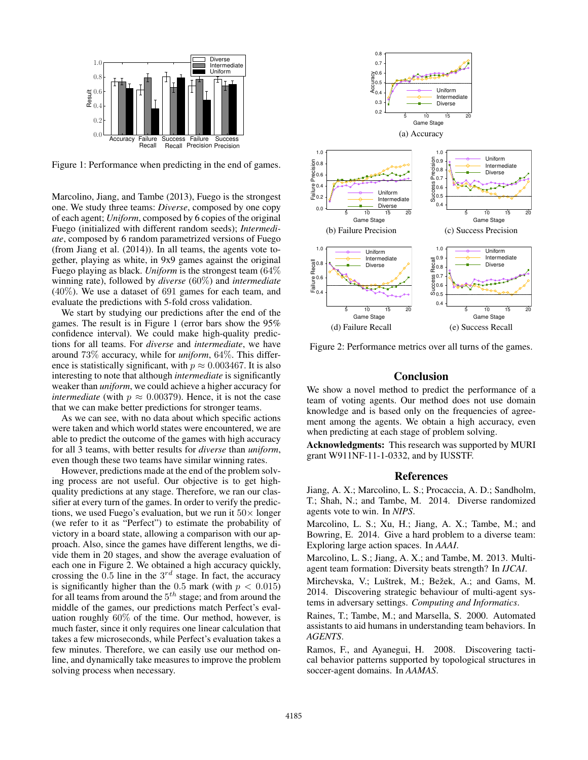1.0
0.8
0.6
0.4
0.2
0.0
Result
Diverse
Intermediate
Uniform
Accuracy
Failure Recall
Success Recall
Failure Precision
Success Precision

Figure 1: Performance when predicting in the end of games.

Marcolino, Jiang, and Tambe (2013), Fuego is the strongest one. We study three teams: *Diverse*, composed by one copy of each agent; *Uniform*, composed by 6 copies of the original Fuego (initialized with different random seeds); *Intermediate*, composed by 6 random parametrized versions of Fuego (from Jiang et al. (2014)). In all teams, the agents vote together, playing as white, in 9x9 games against the original Fuego playing as black. *Uniform* is the strongest team (64% winning rate), followed by *diverse* (60%) and *intermediate* (40%). We use a dataset of 691 games for each team, and evaluate the predictions with 5-fold cross validation.

We start by studying our predictions after the end of the games. The result is in Figure 1 (error bars show the 95% confidence interval). We could make high-quality predictions for all teams. For *diverse* and *intermediate*, we have around 73% accuracy, while for *uniform*, 64%. This difference is statistically significant, with $p \approx 0.003467$. It is also interesting to note that although *intermediate* is significantly weaker than *uniform*, we could achieve a higher accuracy for *intermediate* (with $p \approx 0.00379$). Hence, it is not the case that we can make better predictions for stronger teams.

As we can see, with no data about which specific actions were taken and which world states were encountered, we are able to predict the outcome of the games with high accuracy for all 3 teams, with better results for *diverse* than *uniform*, even though these two teams have similar winning rates.

However, predictions made at the end of the problem solving process are not useful. Our objective is to get high-quality predictions at any stage. Therefore, we ran our classifier at every turn of the games. In order to verify the predictions, we used Fuego's evaluation, but we run it $50\times$ longer (we refer to it as "Perfect") to estimate the probability of victory in a board state, allowing a comparison with our approach. Also, since the games have different lengths, we divide them in 20 stages, and show the average evaluation of each one in Figure 2. We obtained a high accuracy quickly, crossing the 0.5 line in the $3^{rd}$ stage. In fact, the accuracy is significantly higher than the 0.5 mark (with $p < 0.015$) for all teams from around the $5^{th}$ stage; and from around the middle of the games, our predictions match Perfect's evaluation roughly 60% of the time. Our method, however, is much faster, since it only requires one linear calculation that takes a few microseconds, while Perfect's evaluation takes a few minutes. Therefore, we can easily use our method online, and dynamically take measures to improve the problem solving process when necessary.

Accuracy
Game Stage
Uniform
Intermediate
Diverse

(a) Accuracy

Failure Precision
Game Stage
Uniform
Intermediate
Diverse

(b) Failure Precision

Success Precision
Game Stage
Uniform
Intermediate
Diverse

(c) Success Precision

Failure Recall
Game Stage
Uniform
Intermediate
Diverse

(d) Failure Recall

Success Recall
Game Stage
Uniform
Intermediate
Diverse

(e) Success Recall

Figure 2: Performance metrics over all turns of the games.

## Conclusion

We show a novel method to predict the performance of a team of voting agents. Our method does not use domain knowledge and is based only on the frequencies of agreement among the agents. We obtain a high accuracy, even when predicting at each stage of problem solving.

**Acknowledgments:** This research was supported by MURI grant W911NF-11-1-0332, and by IUSSTF.

## References

Jiang, A. X.; Marcolino, L. S.; Procaccia, A. D.; Sandholm, T.; Shah, N.; and Tambe, M. 2014. Diverse randomized agents vote to win. In *NIPS*.

Marcolino, L. S.; Xu, H.; Jiang, A. X.; Tambe, M.; and Bowring, E. 2014. Give a hard problem to a diverse team: Exploring large action spaces. In *AAAI*.

Marcolino, L. S.; Jiang, A. X.; and Tambe, M. 2013. Multi-agent team formation: Diversity beats strength? In *IJCAI*.

Mirchevska, V.; Luštrek, M.; Bežek, A.; and Gams, M. 2014. Discovering strategic behaviour of multi-agent systems in adversary settings. *Computing and Informatics*.

Raines, T.; Tambe, M.; and Marsella, S. 2000. Automated assistants to aid humans in understanding team behaviors. In *AGENTS*.

Ramos, F., and Ayanegui, H. 2008. Discovering tactical behavior patterns supported by topological structures in soccer-agent domains. In *AAMAS*.